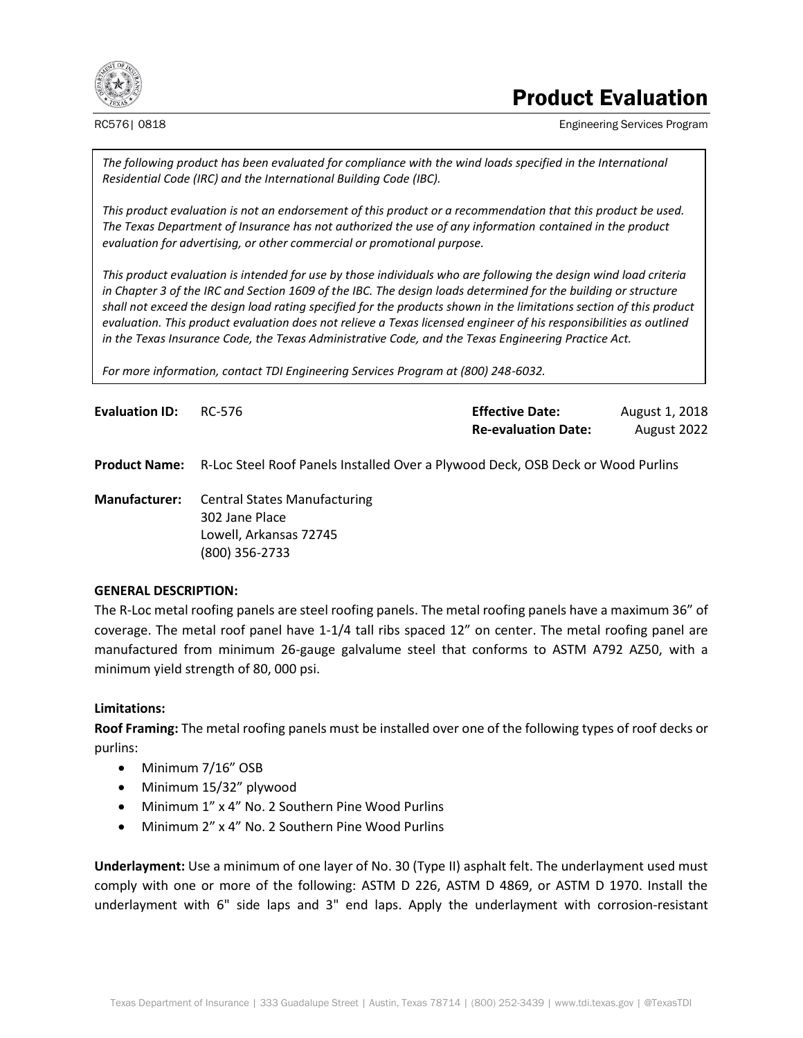# Product Evaluation

RC576| 0818

Engineering Services Program

*The following product has been evaluated for compliance with the wind loads specified in the International Residential Code (IRC) and the International Building Code (IBC).*

*This product evaluation is not an endorsement of this product or a recommendation that this product be used. The Texas Department of Insurance has not authorized the use of any information contained in the product evaluation for advertising, or other commercial or promotional purpose.*

*This product evaluation is intended for use by those individuals who are following the design wind load criteria in Chapter 3 of the IRC and Section 1609 of the IBC. The design loads determined for the building or structure shall not exceed the design load rating specified for the products shown in the limitations section of this product evaluation. This product evaluation does not relieve a Texas licensed engineer of his responsibilities as outlined in the Texas Insurance Code, the Texas Administrative Code, and the Texas Engineering Practice Act.*

*For more information, contact TDI Engineering Services Program at (800) 248-6032.*

**Evaluation ID:** RC-576

**Effective Date:** August 1, 2018

**Re-evaluation Date:** August 2022

**Product Name:** R-Loc Steel Roof Panels Installed Over a Plywood Deck, OSB Deck or Wood Purlins

**Manufacturer:** Central States Manufacturing
302 Jane Place
Lowell, Arkansas 72745
(800) 356-2733

**GENERAL DESCRIPTION:**

The R-Loc metal roofing panels are steel roofing panels. The metal roofing panels have a maximum 36" of coverage. The metal roof panel have 1-1/4 tall ribs spaced 12" on center. The metal roofing panel are manufactured from minimum 26-gauge galvalume steel that conforms to ASTM A792 AZ50, with a minimum yield strength of 80, 000 psi.

**Limitations:**

**Roof Framing:** The metal roofing panels must be installed over one of the following types of roof decks or purlins:

- Minimum 7/16" OSB
- Minimum 15/32" plywood
- Minimum 1" x 4" No. 2 Southern Pine Wood Purlins
- Minimum 2" x 4" No. 2 Southern Pine Wood Purlins

**Underlayment:** Use a minimum of one layer of No. 30 (Type II) asphalt felt. The underlayment used must comply with one or more of the following: ASTM D 226, ASTM D 4869, or ASTM D 1970. Install the underlayment with 6" side laps and 3" end laps. Apply the underlayment with corrosion-resistant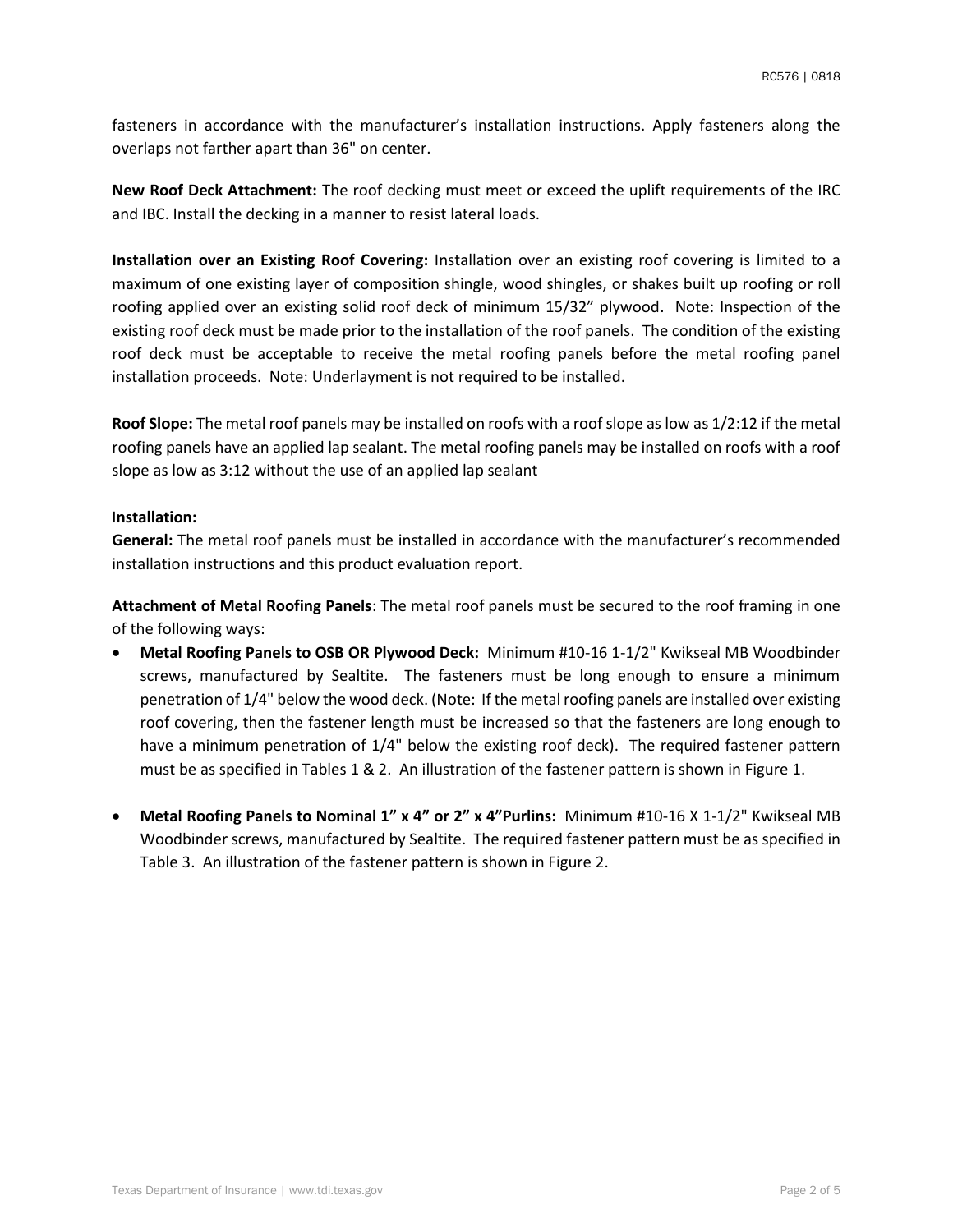fasteners in accordance with the manufacturer's installation instructions. Apply fasteners along the overlaps not farther apart than 36" on center.

**New Roof Deck Attachment:** The roof decking must meet or exceed the uplift requirements of the IRC and IBC. Install the decking in a manner to resist lateral loads.

**Installation over an Existing Roof Covering:** Installation over an existing roof covering is limited to a maximum of one existing layer of composition shingle, wood shingles, or shakes built up roofing or roll roofing applied over an existing solid roof deck of minimum 15/32" plywood. Note: Inspection of the existing roof deck must be made prior to the installation of the roof panels. The condition of the existing roof deck must be acceptable to receive the metal roofing panels before the metal roofing panel installation proceeds. Note: Underlayment is not required to be installed.

**Roof Slope:** The metal roof panels may be installed on roofs with a roof slope as low as 1/2:12 if the metal roofing panels have an applied lap sealant. The metal roofing panels may be installed on roofs with a roof slope as low as 3:12 without the use of an applied lap sealant

**Installation:**

**General:** The metal roof panels must be installed in accordance with the manufacturer's recommended installation instructions and this product evaluation report.

**Attachment of Metal Roofing Panels**: The metal roof panels must be secured to the roof framing in one of the following ways:

- **Metal Roofing Panels to OSB OR Plywood Deck:** Minimum #10-16 1-1/2" Kwikseal MB Woodbinder screws, manufactured by Sealtite. The fasteners must be long enough to ensure a minimum penetration of 1/4" below the wood deck. (Note: If the metal roofing panels are installed over existing roof covering, then the fastener length must be increased so that the fasteners are long enough to have a minimum penetration of 1/4" below the existing roof deck). The required fastener pattern must be as specified in Tables 1 & 2. An illustration of the fastener pattern is shown in Figure 1.

- **Metal Roofing Panels to Nominal 1" x 4" or 2" x 4"Purlins:** Minimum #10-16 X 1-1/2" Kwikseal MB Woodbinder screws, manufactured by Sealtite. The required fastener pattern must be as specified in Table 3. An illustration of the fastener pattern is shown in Figure 2.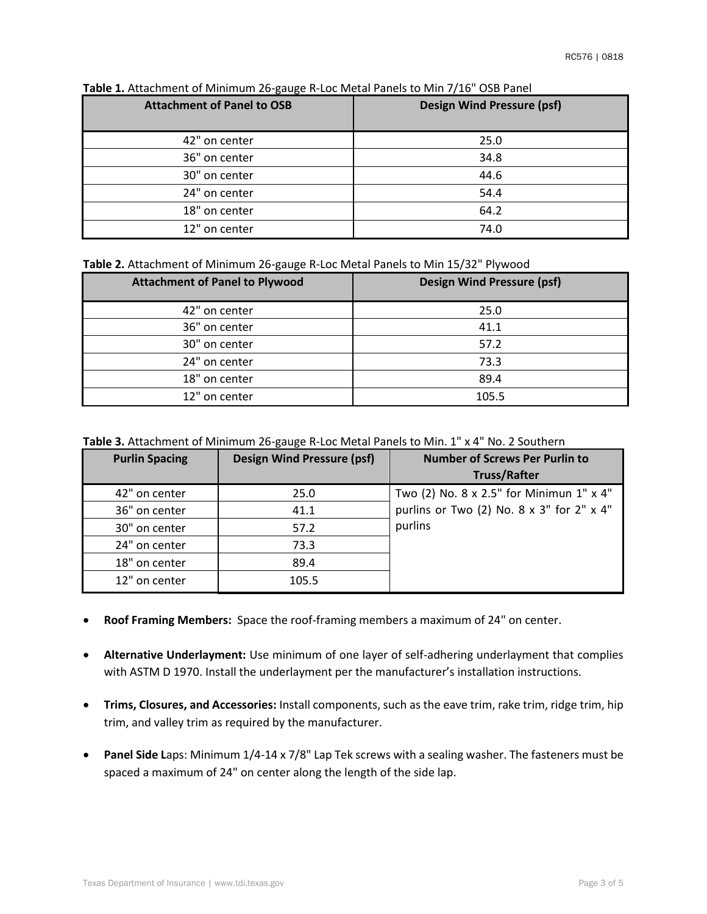**Table 1.** Attachment of Minimum 26-gauge R-Loc Metal Panels to Min 7/16" OSB Panel

| Attachment of Panel to OSB | Design Wind Pressure (psf) |
|---|---|
| 42" on center | 25.0 |
| 36" on center | 34.8 |
| 30" on center | 44.6 |
| 24" on center | 54.4 |
| 18" on center | 64.2 |
| 12" on center | 74.0 |

**Table 2.** Attachment of Minimum 26-gauge R-Loc Metal Panels to Min 15/32" Plywood

| Attachment of Panel to Plywood | Design Wind Pressure (psf) |
|---|---|
| 42" on center | 25.0 |
| 36" on center | 41.1 |
| 30" on center | 57.2 |
| 24" on center | 73.3 |
| 18" on center | 89.4 |
| 12" on center | 105.5 |

**Table 3.** Attachment of Minimum 26-gauge R-Loc Metal Panels to Min. 1" x 4" No. 2 Southern

| Purlin Spacing | Design Wind Pressure (psf) | Number of Screws Per Purlin to Truss/Rafter |
|---|---|---|
| 42" on center | 25.0 | Two (2) No. 8 x 2.5" for Minimun 1" x 4" purlins or Two (2) No. 8 x 3" for 2" x 4" purlins |
| 36" on center | 41.1 | |
| 30" on center | 57.2 | |
| 24" on center | 73.3 | |
| 18" on center | 89.4 | |
| 12" on center | 105.5 | |

- **Roof Framing Members:** Space the roof-framing members a maximum of 24" on center.
- **Alternative Underlayment:** Use minimum of one layer of self-adhering underlayment that complies with ASTM D 1970. Install the underlayment per the manufacturer's installation instructions.
- **Trims, Closures, and Accessories:** Install components, such as the eave trim, rake trim, ridge trim, hip trim, and valley trim as required by the manufacturer.
- **Panel Side L**aps: Minimum 1/4-14 x 7/8" Lap Tek screws with a sealing washer. The fasteners must be spaced a maximum of 24" on center along the length of the side lap.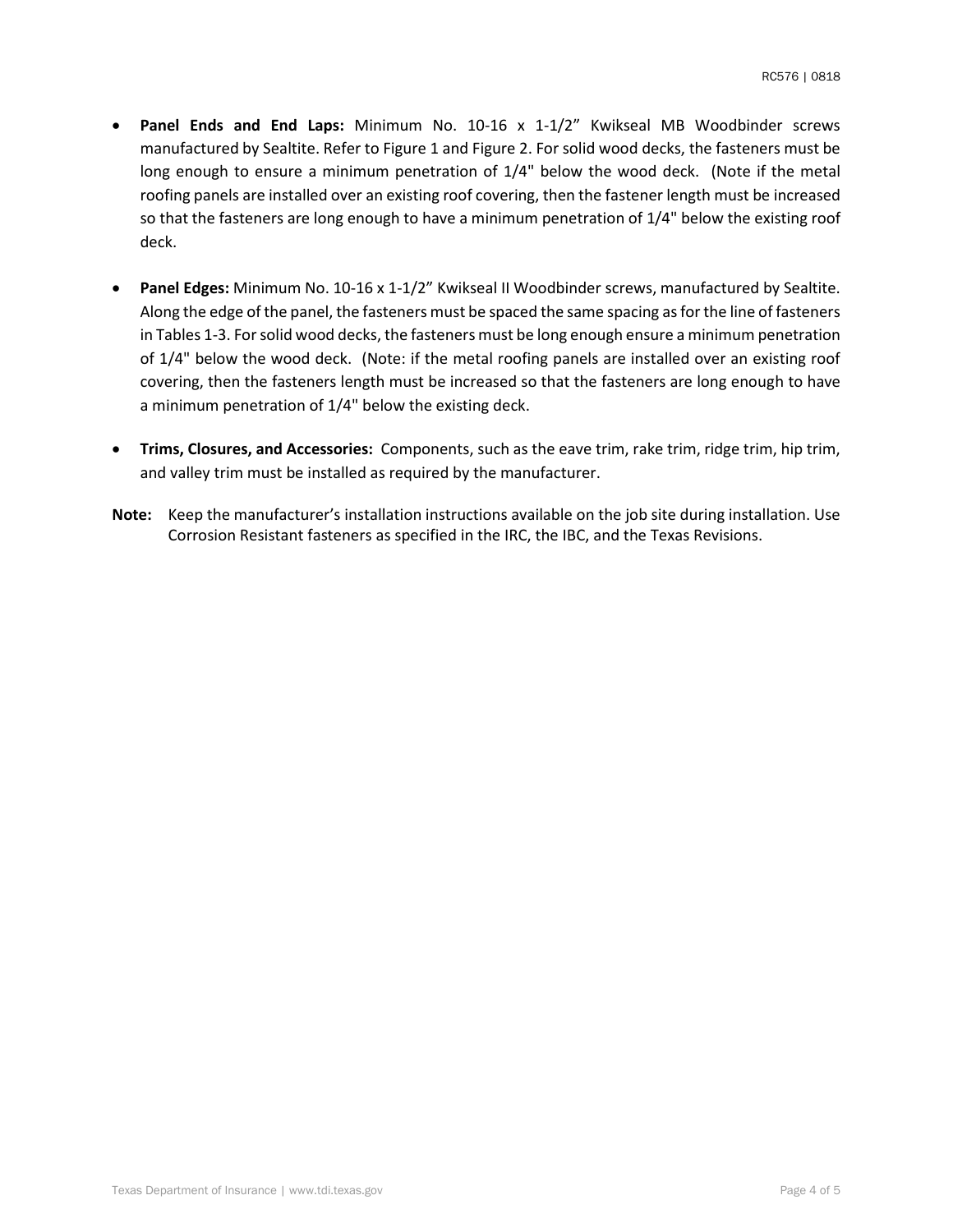- **Panel Ends and End Laps:** Minimum No. 10-16 x 1-1/2" Kwikseal MB Woodbinder screws manufactured by Sealtite. Refer to Figure 1 and Figure 2. For solid wood decks, the fasteners must be long enough to ensure a minimum penetration of 1/4" below the wood deck. (Note if the metal roofing panels are installed over an existing roof covering, then the fastener length must be increased so that the fasteners are long enough to have a minimum penetration of 1/4" below the existing roof deck.

- **Panel Edges:** Minimum No. 10-16 x 1-1/2" Kwikseal II Woodbinder screws, manufactured by Sealtite. Along the edge of the panel, the fasteners must be spaced the same spacing as for the line of fasteners in Tables 1-3. For solid wood decks, the fasteners must be long enough ensure a minimum penetration of 1/4" below the wood deck. (Note: if the metal roofing panels are installed over an existing roof covering, then the fasteners length must be increased so that the fasteners are long enough to have a minimum penetration of 1/4" below the existing deck.

- **Trims, Closures, and Accessories:** Components, such as the eave trim, rake trim, ridge trim, hip trim, and valley trim must be installed as required by the manufacturer.

**Note:** Keep the manufacturer's installation instructions available on the job site during installation. Use Corrosion Resistant fasteners as specified in the IRC, the IBC, and the Texas Revisions.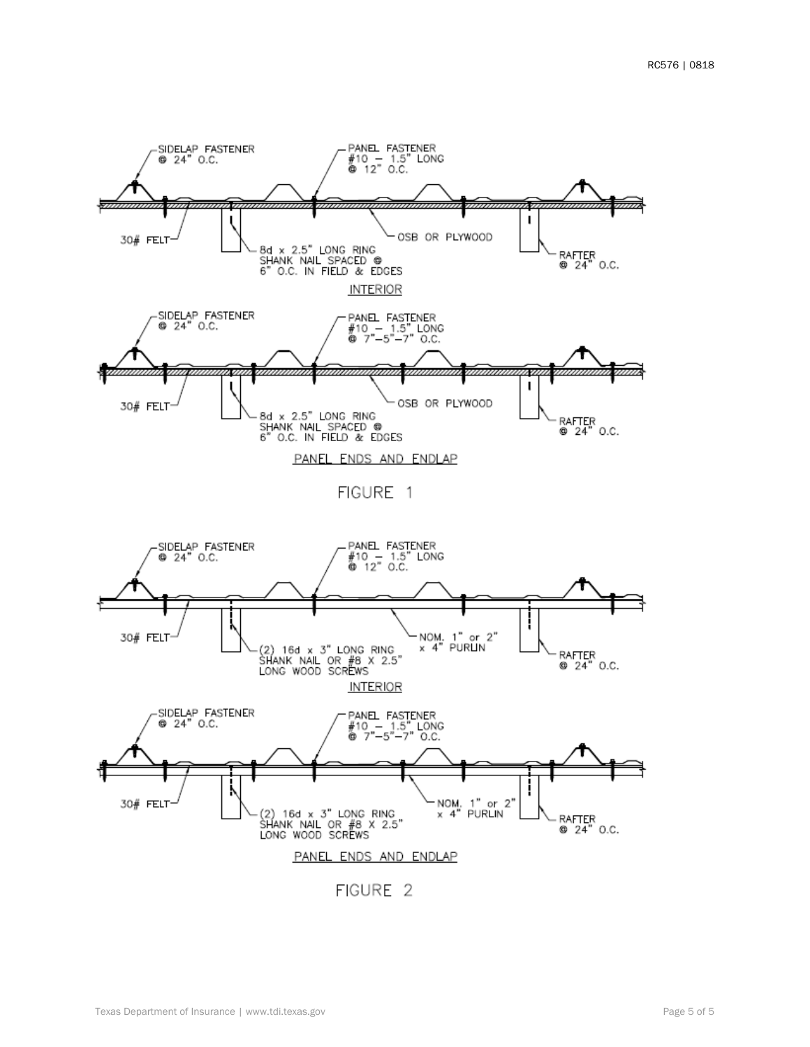SIDELAP FASTENER
@ 24" O.C.

PANEL FASTENER
#10 – 1.5" LONG
@ 12" O.C.

30# FELT

8d x 2.5" LONG RING
SHANK NAIL SPACED @
6" O.C. IN FIELD & EDGES

OSB OR PLYWOOD

RAFTER
@ 24" O.C.

INTERIOR

SIDELAP FASTENER
@ 24" O.C.

PANEL FASTENER
#10 – 1.5" LONG
@ 7"–5"–7" O.C.

30# FELT

8d x 2.5" LONG RING
SHANK NAIL SPACED @
6" O.C. IN FIELD & EDGES

OSB OR PLYWOOD

RAFTER
@ 24" O.C.

PANEL ENDS AND ENDLAP

FIGURE 1

SIDELAP FASTENER
@ 24" O.C.

PANEL FASTENER
#10 – 1.5" LONG
@ 12" O.C.

30# FELT

(2) 16d x 3" LONG RING
SHANK NAIL OR #8 X 2.5"
LONG WOOD SCREWS

NOM. 1" or 2"
x 4" PURLIN

RAFTER
@ 24" O.C.

INTERIOR

SIDELAP FASTENER
@ 24" O.C.

PANEL FASTENER
#10 – 1.5" LONG
@ 7"–5"–7" O.C.

30# FELT

(2) 16d x 3" LONG RING
SHANK NAIL OR #8 X 2.5"
LONG WOOD SCREWS

NOM. 1" or 2"
x 4" PURLIN

RAFTER
@ 24" O.C.

PANEL ENDS AND ENDLAP

FIGURE 2